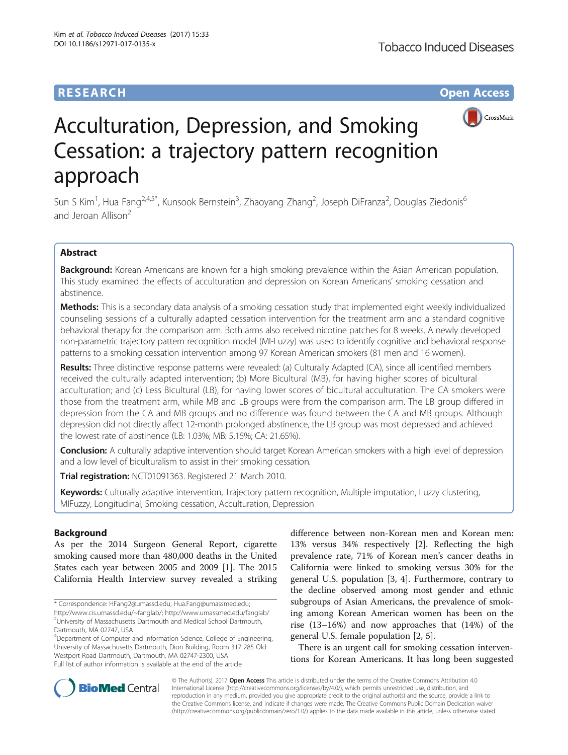RESEARCH

Open Access

# Acculturation, Depression, and Smoking Cessation: a trajectory pattern recognition approach

Sun S Kim[1], Hua Fang[2,4,5*], Kunsook Bernstein[3], Zhaoyang Zhang[2], Joseph DiFranza[2], Douglas Ziedonis[6] and Jeroan Allison[2]

## Abstract

**Background:** Korean Americans are known for a high smoking prevalence within the Asian American population. This study examined the effects of acculturation and depression on Korean Americans' smoking cessation and abstinence.

**Methods:** This is a secondary data analysis of a smoking cessation study that implemented eight weekly individualized counseling sessions of a culturally adapted cessation intervention for the treatment arm and a standard cognitive behavioral therapy for the comparison arm. Both arms also received nicotine patches for 8 weeks. A newly developed non-parametric trajectory pattern recognition model (MI-Fuzzy) was used to identify cognitive and behavioral response patterns to a smoking cessation intervention among 97 Korean American smokers (81 men and 16 women).

**Results:** Three distinctive response patterns were revealed: (a) Culturally Adapted (CA), since all identified members received the culturally adapted intervention; (b) More Bicultural (MB), for having higher scores of bicultural acculturation; and (c) Less Bicultural (LB), for having lower scores of bicultural acculturation. The CA smokers were those from the treatment arm, while MB and LB groups were from the comparison arm. The LB group differed in depression from the CA and MB groups and no difference was found between the CA and MB groups. Although depression did not directly affect 12-month prolonged abstinence, the LB group was most depressed and achieved the lowest rate of abstinence (LB: 1.03%; MB: 5.15%; CA: 21.65%).

**Conclusion:** A culturally adaptive intervention should target Korean American smokers with a high level of depression and a low level of biculturalism to assist in their smoking cessation.

**Trial registration:** NCT01091363. Registered 21 March 2010.

**Keywords:** Culturally adaptive intervention, Trajectory pattern recognition, Multiple imputation, Fuzzy clustering, MIFuzzy, Longitudinal, Smoking cessation, Acculturation, Depression

## Background

As per the 2014 Surgeon General Report, cigarette smoking caused more than 480,000 deaths in the United States each year between 2005 and 2009 [1]. The 2015 California Health Interview survey revealed a striking difference between non-Korean men and Korean men: 13% versus 34% respectively [2]. Reflecting the high prevalence rate, 71% of Korean men's cancer deaths in California were linked to smoking versus 30% for the general U.S. population [3, 4]. Furthermore, contrary to the decline observed among most gender and ethnic subgroups of Asian Americans, the prevalence of smoking among Korean American women has been on the rise (13–16%) and now approaches that (14%) of the general U.S. female population [2, 5].

There is an urgent call for smoking cessation interventions for Korean Americans. It has long been suggested

\* Correspondence: HFang2@umassd.edu; Hua.Fang@umassmed.edu; http://www.cis.umassd.edu/~fanglab/; http://www.umassmed.edu/fanglab/
[2]University of Massachusetts Dartmouth and Medical School Dartmouth, Dartmouth, MA 02747, USA
[4]Department of Computer and Information Science, College of Engineering, University of Massachusetts Dartmouth, Dion Building, Room 317 285 Old Westport Road Dartmouth, Dartmouth, MA 02747-2300, USA
Full list of author information is available at the end of the article

© The Author(s). 2017 **Open Access** This article is distributed under the terms of the Creative Commons Attribution 4.0 International License (http://creativecommons.org/licenses/by/4.0/), which permits unrestricted use, distribution, and reproduction in any medium, provided you give appropriate credit to the original author(s) and the source, provide a link to the Creative Commons license, and indicate if changes were made. The Creative Commons Public Domain Dedication waiver (http://creativecommons.org/publicdomain/zero/1.0/) applies to the data made available in this article, unless otherwise stated.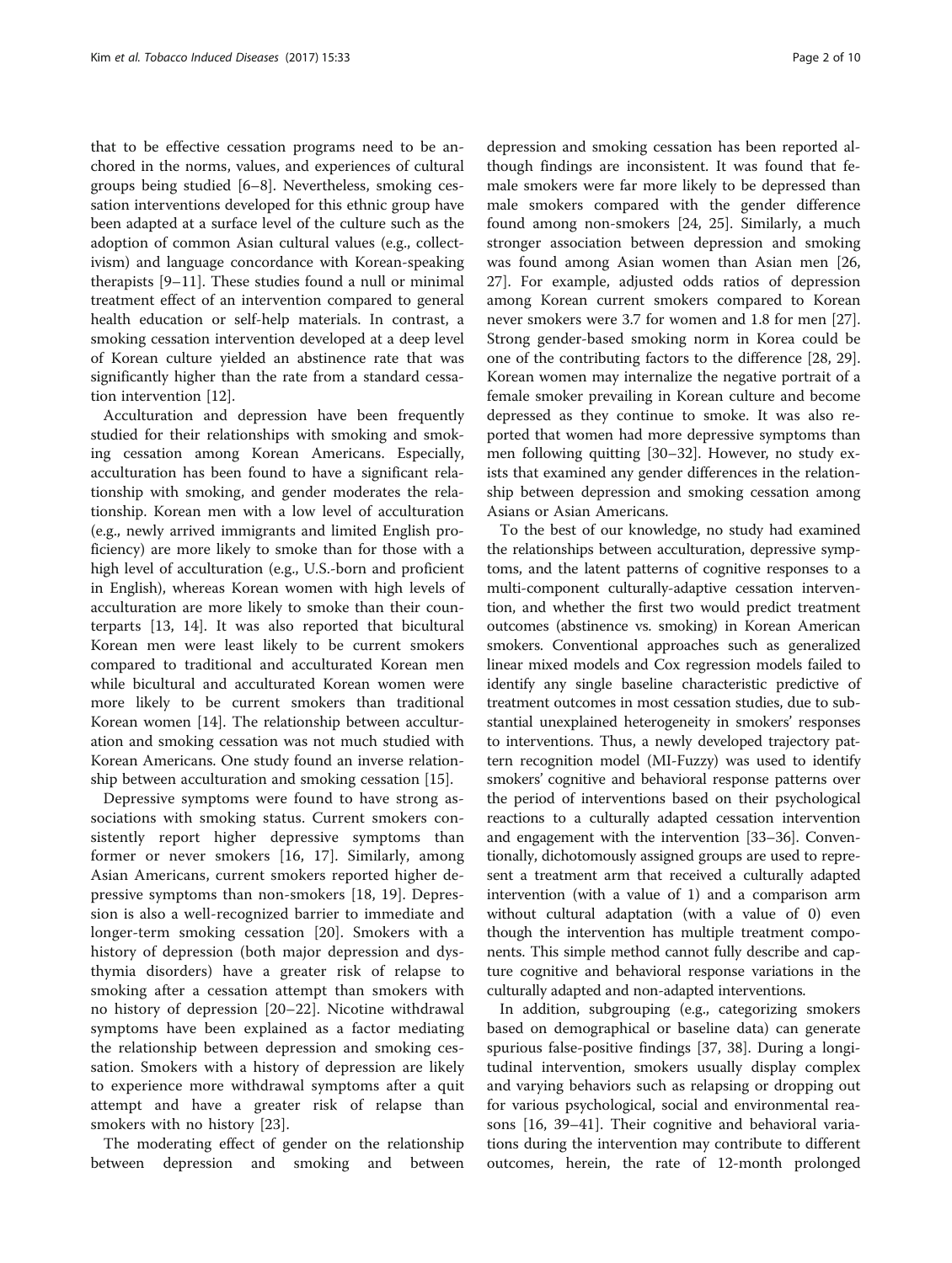that to be effective cessation programs need to be anchored in the norms, values, and experiences of cultural groups being studied [6–8]. Nevertheless, smoking cessation interventions developed for this ethnic group have been adapted at a surface level of the culture such as the adoption of common Asian cultural values (e.g., collectivism) and language concordance with Korean-speaking therapists [9–11]. These studies found a null or minimal treatment effect of an intervention compared to general health education or self-help materials. In contrast, a smoking cessation intervention developed at a deep level of Korean culture yielded an abstinence rate that was significantly higher than the rate from a standard cessation intervention [12].

Acculturation and depression have been frequently studied for their relationships with smoking and smoking cessation among Korean Americans. Especially, acculturation has been found to have a significant relationship with smoking, and gender moderates the relationship. Korean men with a low level of acculturation (e.g., newly arrived immigrants and limited English proficiency) are more likely to smoke than for those with a high level of acculturation (e.g., U.S.-born and proficient in English), whereas Korean women with high levels of acculturation are more likely to smoke than their counterparts [13, 14]. It was also reported that bicultural Korean men were least likely to be current smokers compared to traditional and acculturated Korean men while bicultural and acculturated Korean women were more likely to be current smokers than traditional Korean women [14]. The relationship between acculturation and smoking cessation was not much studied with Korean Americans. One study found an inverse relationship between acculturation and smoking cessation [15].

Depressive symptoms were found to have strong associations with smoking status. Current smokers consistently report higher depressive symptoms than former or never smokers [16, 17]. Similarly, among Asian Americans, current smokers reported higher depressive symptoms than non-smokers [18, 19]. Depression is also a well-recognized barrier to immediate and longer-term smoking cessation [20]. Smokers with a history of depression (both major depression and dysthymia disorders) have a greater risk of relapse to smoking after a cessation attempt than smokers with no history of depression [20–22]. Nicotine withdrawal symptoms have been explained as a factor mediating the relationship between depression and smoking cessation. Smokers with a history of depression are likely to experience more withdrawal symptoms after a quit attempt and have a greater risk of relapse than smokers with no history [23].

The moderating effect of gender on the relationship between depression and smoking and between depression and smoking cessation has been reported although findings are inconsistent. It was found that female smokers were far more likely to be depressed than male smokers compared with the gender difference found among non-smokers [24, 25]. Similarly, a much stronger association between depression and smoking was found among Asian women than Asian men [26, 27]. For example, adjusted odds ratios of depression among Korean current smokers compared to Korean never smokers were 3.7 for women and 1.8 for men [27]. Strong gender-based smoking norm in Korea could be one of the contributing factors to the difference [28, 29]. Korean women may internalize the negative portrait of a female smoker prevailing in Korean culture and become depressed as they continue to smoke. It was also reported that women had more depressive symptoms than men following quitting [30–32]. However, no study exists that examined any gender differences in the relationship between depression and smoking cessation among Asians or Asian Americans.

To the best of our knowledge, no study had examined the relationships between acculturation, depressive symptoms, and the latent patterns of cognitive responses to a multi-component culturally-adaptive cessation intervention, and whether the first two would predict treatment outcomes (abstinence vs. smoking) in Korean American smokers. Conventional approaches such as generalized linear mixed models and Cox regression models failed to identify any single baseline characteristic predictive of treatment outcomes in most cessation studies, due to substantial unexplained heterogeneity in smokers' responses to interventions. Thus, a newly developed trajectory pattern recognition model (MI-Fuzzy) was used to identify smokers' cognitive and behavioral response patterns over the period of interventions based on their psychological reactions to a culturally adapted cessation intervention and engagement with the intervention [33–36]. Conventionally, dichotomously assigned groups are used to represent a treatment arm that received a culturally adapted intervention (with a value of 1) and a comparison arm without cultural adaptation (with a value of 0) even though the intervention has multiple treatment components. This simple method cannot fully describe and capture cognitive and behavioral response variations in the culturally adapted and non-adapted interventions.

In addition, subgrouping (e.g., categorizing smokers based on demographical or baseline data) can generate spurious false-positive findings [37, 38]. During a longitudinal intervention, smokers usually display complex and varying behaviors such as relapsing or dropping out for various psychological, social and environmental reasons [16, 39–41]. Their cognitive and behavioral variations during the intervention may contribute to different outcomes, herein, the rate of 12-month prolonged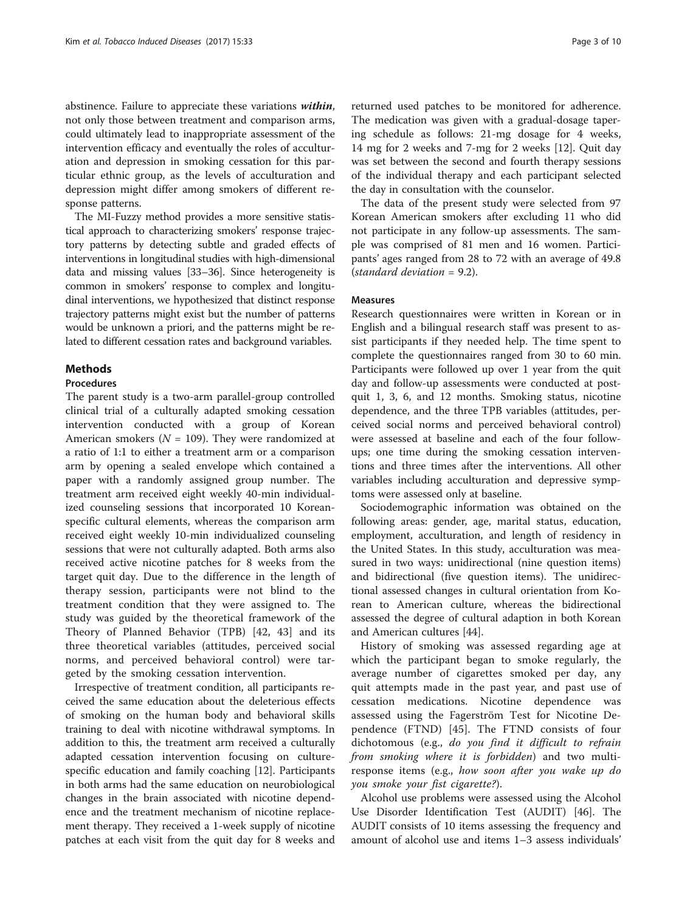abstinence. Failure to appreciate these variations ***within***, not only those between treatment and comparison arms, could ultimately lead to inappropriate assessment of the intervention efficacy and eventually the roles of acculturation and depression in smoking cessation for this particular ethnic group, as the levels of acculturation and depression might differ among smokers of different response patterns.

The MI-Fuzzy method provides a more sensitive statistical approach to characterizing smokers' response trajectory patterns by detecting subtle and graded effects of interventions in longitudinal studies with high-dimensional data and missing values [33–36]. Since heterogeneity is common in smokers' response to complex and longitudinal interventions, we hypothesized that distinct response trajectory patterns might exist but the number of patterns would be unknown a priori, and the patterns might be related to different cessation rates and background variables.

## Methods

### Procedures

The parent study is a two-arm parallel-group controlled clinical trial of a culturally adapted smoking cessation intervention conducted with a group of Korean American smokers ($N = 109$). They were randomized at a ratio of 1:1 to either a treatment arm or a comparison arm by opening a sealed envelope which contained a paper with a randomly assigned group number. The treatment arm received eight weekly 40-min individualized counseling sessions that incorporated 10 Korean-specific cultural elements, whereas the comparison arm received eight weekly 10-min individualized counseling sessions that were not culturally adapted. Both arms also received active nicotine patches for 8 weeks from the target quit day. Due to the difference in the length of therapy session, participants were not blind to the treatment condition that they were assigned to. The study was guided by the theoretical framework of the Theory of Planned Behavior (TPB) [42, 43] and its three theoretical variables (attitudes, perceived social norms, and perceived behavioral control) were targeted by the smoking cessation intervention.

Irrespective of treatment condition, all participants received the same education about the deleterious effects of smoking on the human body and behavioral skills training to deal with nicotine withdrawal symptoms. In addition to this, the treatment arm received a culturally adapted cessation intervention focusing on culture-specific education and family coaching [12]. Participants in both arms had the same education on neurobiological changes in the brain associated with nicotine dependence and the treatment mechanism of nicotine replacement therapy. They received a 1-week supply of nicotine patches at each visit from the quit day for 8 weeks and returned used patches to be monitored for adherence. The medication was given with a gradual-dosage tapering schedule as follows: 21-mg dosage for 4 weeks, 14 mg for 2 weeks and 7-mg for 2 weeks [12]. Quit day was set between the second and fourth therapy sessions of the individual therapy and each participant selected the day in consultation with the counselor.

The data of the present study were selected from 97 Korean American smokers after excluding 11 who did not participate in any follow-up assessments. The sample was comprised of 81 men and 16 women. Participants' ages ranged from 28 to 72 with an average of 49.8 (*standard deviation* = 9.2).

### Measures

Research questionnaires were written in Korean or in English and a bilingual research staff was present to assist participants if they needed help. The time spent to complete the questionnaires ranged from 30 to 60 min. Participants were followed up over 1 year from the quit day and follow-up assessments were conducted at post-quit 1, 3, 6, and 12 months. Smoking status, nicotine dependence, and the three TPB variables (attitudes, perceived social norms and perceived behavioral control) were assessed at baseline and each of the four follow-ups; one time during the smoking cessation interventions and three times after the interventions. All other variables including acculturation and depressive symptoms were assessed only at baseline.

Sociodemographic information was obtained on the following areas: gender, age, marital status, education, employment, acculturation, and length of residency in the United States. In this study, acculturation was measured in two ways: unidirectional (nine question items) and bidirectional (five question items). The unidirectional assessed changes in cultural orientation from Korean to American culture, whereas the bidirectional assessed the degree of cultural adaption in both Korean and American cultures [44].

History of smoking was assessed regarding age at which the participant began to smoke regularly, the average number of cigarettes smoked per day, any quit attempts made in the past year, and past use of cessation medications. Nicotine dependence was assessed using the Fagerström Test for Nicotine Dependence (FTND) [45]. The FTND consists of four dichotomous (e.g., *do you find it difficult to refrain from smoking where it is forbidden*) and two multi-response items (e.g., *how soon after you wake up do you smoke your fist cigarette?*).

Alcohol use problems were assessed using the Alcohol Use Disorder Identification Test (AUDIT) [46]. The AUDIT consists of 10 items assessing the frequency and amount of alcohol use and items 1–3 assess individuals'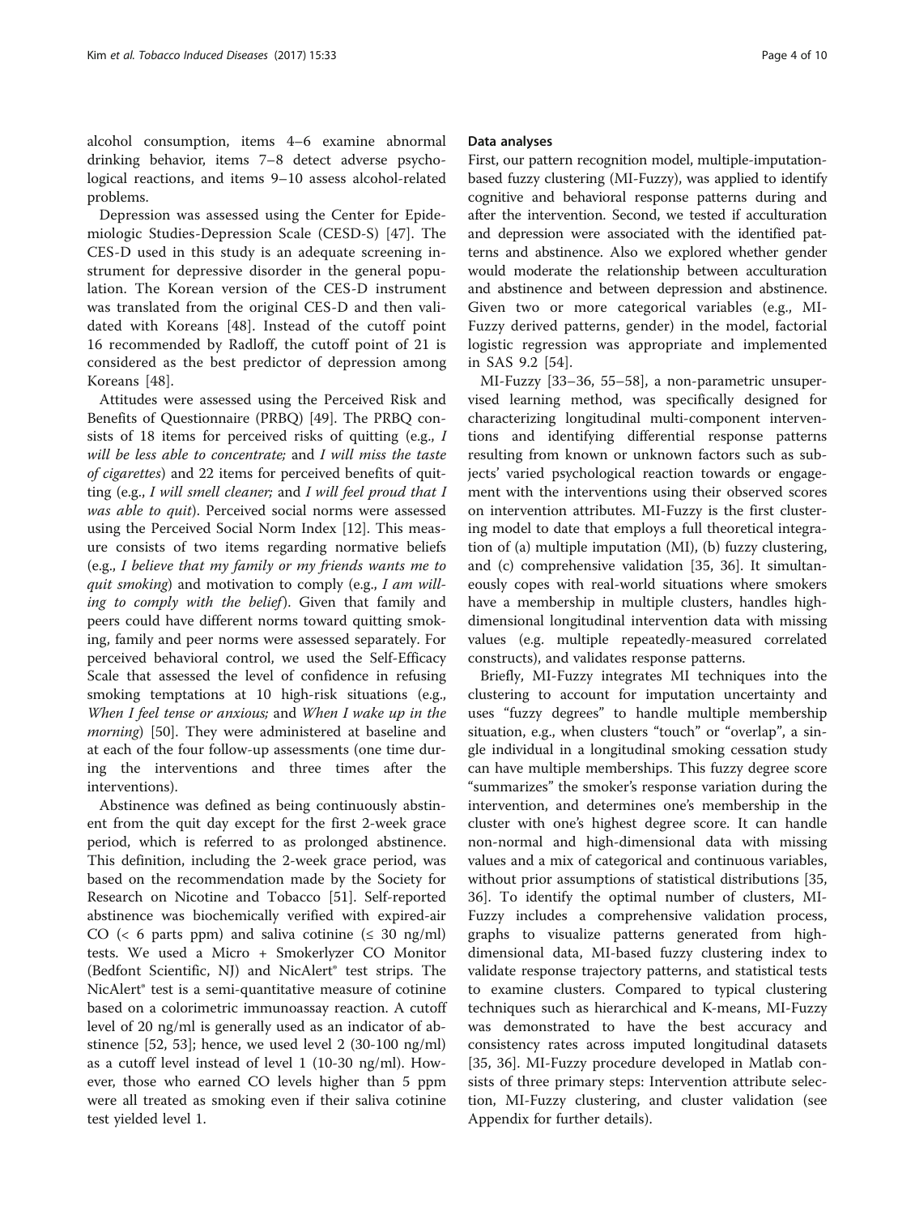alcohol consumption, items 4–6 examine abnormal drinking behavior, items 7–8 detect adverse psychological reactions, and items 9–10 assess alcohol-related problems.

Depression was assessed using the Center for Epidemiologic Studies-Depression Scale (CESD-S) [47]. The CES-D used in this study is an adequate screening instrument for depressive disorder in the general population. The Korean version of the CES-D instrument was translated from the original CES-D and then validated with Koreans [48]. Instead of the cutoff point 16 recommended by Radloff, the cutoff point of 21 is considered as the best predictor of depression among Koreans [48].

Attitudes were assessed using the Perceived Risk and Benefits of Questionnaire (PRBQ) [49]. The PRBQ consists of 18 items for perceived risks of quitting (e.g., *I will be less able to concentrate;* and *I will miss the taste of cigarettes*) and 22 items for perceived benefits of quitting (e.g., *I will smell cleaner;* and *I will feel proud that I was able to quit*). Perceived social norms were assessed using the Perceived Social Norm Index [12]. This measure consists of two items regarding normative beliefs (e.g., *I believe that my family or my friends wants me to quit smoking*) and motivation to comply (e.g., *I am willing to comply with the belief*). Given that family and peers could have different norms toward quitting smoking, family and peer norms were assessed separately. For perceived behavioral control, we used the Self-Efficacy Scale that assessed the level of confidence in refusing smoking temptations at 10 high-risk situations (e.g., *When I feel tense or anxious;* and *When I wake up in the morning*) [50]. They were administered at baseline and at each of the four follow-up assessments (one time during the interventions and three times after the interventions).

Abstinence was defined as being continuously abstinent from the quit day except for the first 2-week grace period, which is referred to as prolonged abstinence. This definition, including the 2-week grace period, was based on the recommendation made by the Society for Research on Nicotine and Tobacco [51]. Self-reported abstinence was biochemically verified with expired-air CO (< 6 parts ppm) and saliva cotinine (≤ 30 ng/ml) tests. We used a Micro + Smokerlyzer CO Monitor (Bedfont Scientific, NJ) and NicAlert® test strips. The NicAlert® test is a semi-quantitative measure of cotinine based on a colorimetric immunoassay reaction. A cutoff level of 20 ng/ml is generally used as an indicator of abstinence [52, 53]; hence, we used level 2 (30-100 ng/ml) as a cutoff level instead of level 1 (10-30 ng/ml). However, those who earned CO levels higher than 5 ppm were all treated as smoking even if their saliva cotinine test yielded level 1.

### Data analyses

First, our pattern recognition model, multiple-imputation-based fuzzy clustering (MI-Fuzzy), was applied to identify cognitive and behavioral response patterns during and after the intervention. Second, we tested if acculturation and depression were associated with the identified patterns and abstinence. Also we explored whether gender would moderate the relationship between acculturation and abstinence and between depression and abstinence. Given two or more categorical variables (e.g., MI-Fuzzy derived patterns, gender) in the model, factorial logistic regression was appropriate and implemented in SAS 9.2 [54].

MI-Fuzzy [33–36, 55–58], a non-parametric unsupervised learning method, was specifically designed for characterizing longitudinal multi-component interventions and identifying differential response patterns resulting from known or unknown factors such as subjects' varied psychological reaction towards or engagement with the interventions using their observed scores on intervention attributes. MI-Fuzzy is the first clustering model to date that employs a full theoretical integration of (a) multiple imputation (MI), (b) fuzzy clustering, and (c) comprehensive validation [35, 36]. It simultaneously copes with real-world situations where smokers have a membership in multiple clusters, handles high-dimensional longitudinal intervention data with missing values (e.g. multiple repeatedly-measured correlated constructs), and validates response patterns.

Briefly, MI-Fuzzy integrates MI techniques into the clustering to account for imputation uncertainty and uses "fuzzy degrees" to handle multiple membership situation, e.g., when clusters "touch" or "overlap", a single individual in a longitudinal smoking cessation study can have multiple memberships. This fuzzy degree score "summarizes" the smoker's response variation during the intervention, and determines one's membership in the cluster with one's highest degree score. It can handle non-normal and high-dimensional data with missing values and a mix of categorical and continuous variables, without prior assumptions of statistical distributions [35, 36]. To identify the optimal number of clusters, MI-Fuzzy includes a comprehensive validation process, graphs to visualize patterns generated from high-dimensional data, MI-based fuzzy clustering index to validate response trajectory patterns, and statistical tests to examine clusters. Compared to typical clustering techniques such as hierarchical and K-means, MI-Fuzzy was demonstrated to have the best accuracy and consistency rates across imputed longitudinal datasets [35, 36]. MI-Fuzzy procedure developed in Matlab consists of three primary steps: Intervention attribute selection, MI-Fuzzy clustering, and cluster validation (see Appendix for further details).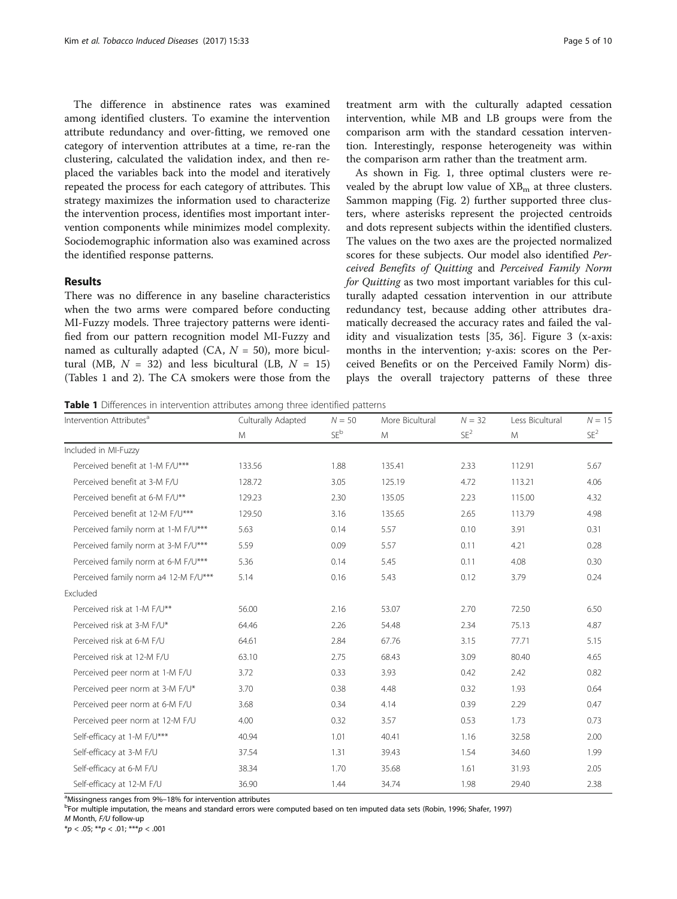The difference in abstinence rates was examined among identified clusters. To examine the intervention attribute redundancy and over-fitting, we removed one category of intervention attributes at a time, re-ran the clustering, calculated the validation index, and then replaced the variables back into the model and iteratively repeated the process for each category of attributes. This strategy maximizes the information used to characterize the intervention process, identifies most important intervention components while minimizes model complexity. Sociodemographic information also was examined across the identified response patterns.

## Results

There was no difference in any baseline characteristics when the two arms were compared before conducting MI-Fuzzy models. Three trajectory patterns were identified from our pattern recognition model MI-Fuzzy and named as culturally adapted (CA, $N = 50$), more bicultural (MB, $N = 32$) and less bicultural (LB, $N = 15$) (Tables 1 and 2). The CA smokers were those from the treatment arm with the culturally adapted cessation intervention, while MB and LB groups were from the comparison arm with the standard cessation intervention. Interestingly, response heterogeneity was within the comparison arm rather than the treatment arm.

As shown in Fig. 1, three optimal clusters were revealed by the abrupt low value of $XB_m$ at three clusters. Sammon mapping (Fig. 2) further supported three clusters, where asterisks represent the projected centroids and dots represent subjects within the identified clusters. The values on the two axes are the projected normalized scores for these subjects. Our model also identified *Perceived Benefits of Quitting* and *Perceived Family Norm for Quitting* as two most important variables for this culturally adapted cessation intervention in our attribute redundancy test, because adding other attributes dramatically decreased the accuracy rates and failed the validity and visualization tests [35, 36]. Figure 3 (x-axis: months in the intervention; y-axis: scores on the Perceived Benefits or on the Perceived Family Norm) displays the overall trajectory patterns of these three

**Table 1** Differences in intervention attributes among three identified patterns

| Intervention Attributes[a] | Culturally Adapted | $N = 50$ | More Bicultural | $N = 32$ | Less Bicultural | $N = 15$ |
|---|---|---|---|---|---|---|
| | M | SE[b] | M | SE[2] | M | SE[2] |
| Included in MI-Fuzzy | | | | | | |
| Perceived benefit at 1-M F/U*** | 133.56 | 1.88 | 135.41 | 2.33 | 112.91 | 5.67 |
| Perceived benefit at 3-M F/U | 128.72 | 3.05 | 125.19 | 4.72 | 113.21 | 4.06 |
| Perceived benefit at 6-M F/U** | 129.23 | 2.30 | 135.05 | 2.23 | 115.00 | 4.32 |
| Perceived benefit at 12-M F/U*** | 129.50 | 3.16 | 135.65 | 2.65 | 113.79 | 4.98 |
| Perceived family norm at 1-M F/U*** | 5.63 | 0.14 | 5.57 | 0.10 | 3.91 | 0.31 |
| Perceived family norm at 3-M F/U*** | 5.59 | 0.09 | 5.57 | 0.11 | 4.21 | 0.28 |
| Perceived family norm at 6-M F/U*** | 5.36 | 0.14 | 5.45 | 0.11 | 4.08 | 0.30 |
| Perceived family norm a4 12-M F/U*** | 5.14 | 0.16 | 5.43 | 0.12 | 3.79 | 0.24 |
| Excluded | | | | | | |
| Perceived risk at 1-M F/U** | 56.00 | 2.16 | 53.07 | 2.70 | 72.50 | 6.50 |
| Perceived risk at 3-M F/U* | 64.46 | 2.26 | 54.48 | 2.34 | 75.13 | 4.87 |
| Perceived risk at 6-M F/U | 64.61 | 2.84 | 67.76 | 3.15 | 77.71 | 5.15 |
| Perceived risk at 12-M F/U | 63.10 | 2.75 | 68.43 | 3.09 | 80.40 | 4.65 |
| Perceived peer norm at 1-M F/U | 3.72 | 0.33 | 3.93 | 0.42 | 2.42 | 0.82 |
| Perceived peer norm at 3-M F/U* | 3.70 | 0.38 | 4.48 | 0.32 | 1.93 | 0.64 |
| Perceived peer norm at 6-M F/U | 3.68 | 0.34 | 4.14 | 0.39 | 2.29 | 0.47 |
| Perceived peer norm at 12-M F/U | 4.00 | 0.32 | 3.57 | 0.53 | 1.73 | 0.73 |
| Self-efficacy at 1-M F/U*** | 40.94 | 1.01 | 40.41 | 1.16 | 32.58 | 2.00 |
| Self-efficacy at 3-M F/U | 37.54 | 1.31 | 39.43 | 1.54 | 34.60 | 1.99 |
| Self-efficacy at 6-M F/U | 38.34 | 1.70 | 35.68 | 1.61 | 31.93 | 2.05 |
| Self-efficacy at 12-M F/U | 36.90 | 1.44 | 34.74 | 1.98 | 29.40 | 2.38 |

[a]Missingness ranges from 9%–18% for intervention attributes
[b]For multiple imputation, the means and standard errors were computed based on ten imputed data sets (Robin, 1996; Shafer, 1997)
*M* Month, *F/U* follow-up
*$p < .05$; **$p < .01$; ***$p < .001$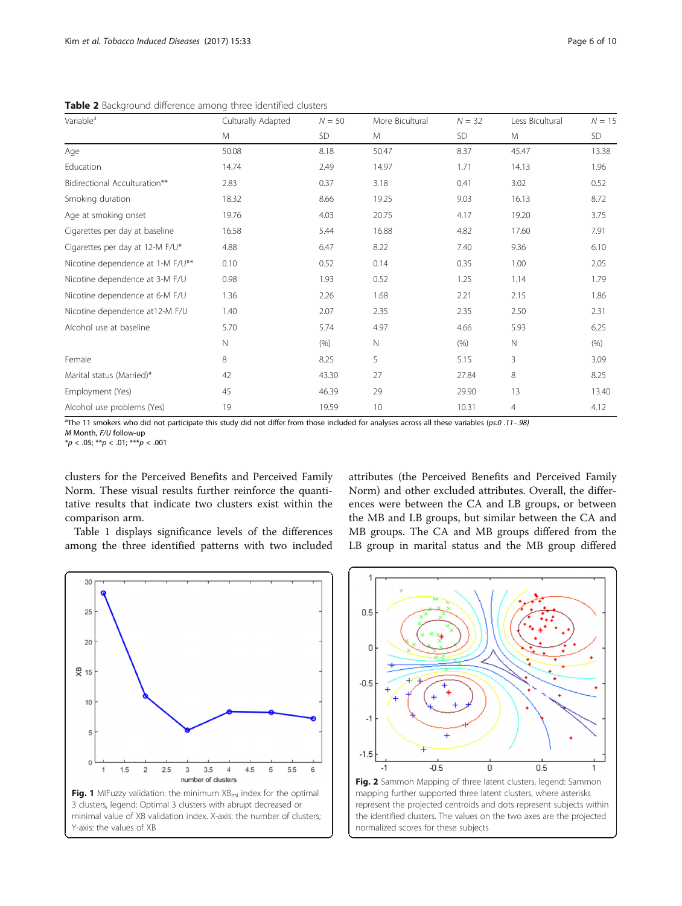**Table 2** Background difference among three identified clusters

| Variable[a] | Culturally Adapted | N = 50 | More Bicultural | N = 32 | Less Bicultural | N = 15 |
|---|---|---|---|---|---|---|
| | M | SD | M | SD | M | SD |
| Age | 50.08 | 8.18 | 50.47 | 8.37 | 45.47 | 13.38 |
| Education | 14.74 | 2.49 | 14.97 | 1.71 | 14.13 | 1.96 |
| Bidirectional Acculturation** | 2.83 | 0.37 | 3.18 | 0.41 | 3.02 | 0.52 |
| Smoking duration | 18.32 | 8.66 | 19.25 | 9.03 | 16.13 | 8.72 |
| Age at smoking onset | 19.76 | 4.03 | 20.75 | 4.17 | 19.20 | 3.75 |
| Cigarettes per day at baseline | 16.58 | 5.44 | 16.88 | 4.82 | 17.60 | 7.91 |
| Cigarettes per day at 12-M F/U* | 4.88 | 6.47 | 8.22 | 7.40 | 9.36 | 6.10 |
| Nicotine dependence at 1-M F/U** | 0.10 | 0.52 | 0.14 | 0.35 | 1.00 | 2.05 |
| Nicotine dependence at 3-M F/U | 0.98 | 1.93 | 0.52 | 1.25 | 1.14 | 1.79 |
| Nicotine dependence at 6-M F/U | 1.36 | 2.26 | 1.68 | 2.21 | 2.15 | 1.86 |
| Nicotine dependence at12-M F/U | 1.40 | 2.07 | 2.35 | 2.35 | 2.50 | 2.31 |
| Alcohol use at baseline | 5.70 | 5.74 | 4.97 | 4.66 | 5.93 | 6.25 |
| | N | (%) | N | (%) | N | (%) |
| Female | 8 | 8.25 | 5 | 5.15 | 3 | 3.09 |
| Marital status (Married)* | 42 | 43.30 | 27 | 27.84 | 8 | 8.25 |
| Employment (Yes) | 45 | 46.39 | 29 | 29.90 | 13 | 13.40 |
| Alcohol use problems (Yes) | 19 | 19.59 | 10 | 10.31 | 4 | 4.12 |

[a]The 11 smokers who did not participate this study did not differ from those included for analyses across all these variables (*ps:0 .11–.98*)
*M* Month, *F/U* follow-up
*$p < .05$; **$p < .01$; ***$p < .001$

clusters for the Perceived Benefits and Perceived Family Norm. These visual results further reinforce the quantitative results that indicate two clusters exist within the comparison arm.

Table 1 displays significance levels of the differences among the three identified patterns with two included attributes (the Perceived Benefits and Perceived Family Norm) and other excluded attributes. Overall, the differences were between the CA and LB groups, or between the MB and LB groups, but similar between the CA and MB groups. The CA and MB groups differed from the LB group in marital status and the MB group differed

**Fig. 1** MIFuzzy validation: the minimum $XB_{mi}$ index for the optimal 3 clusters, legend: Optimal 3 clusters with abrupt decreased or minimal value of XB validation index. X-axis: the number of clusters; Y-axis: the values of XB

**Fig. 2** Sammon Mapping of three latent clusters, legend: Sammon mapping further supported three latent clusters, where asterisks represent the projected centroids and dots represent subjects within the identified clusters. The values on the two axes are the projected normalized scores for these subjects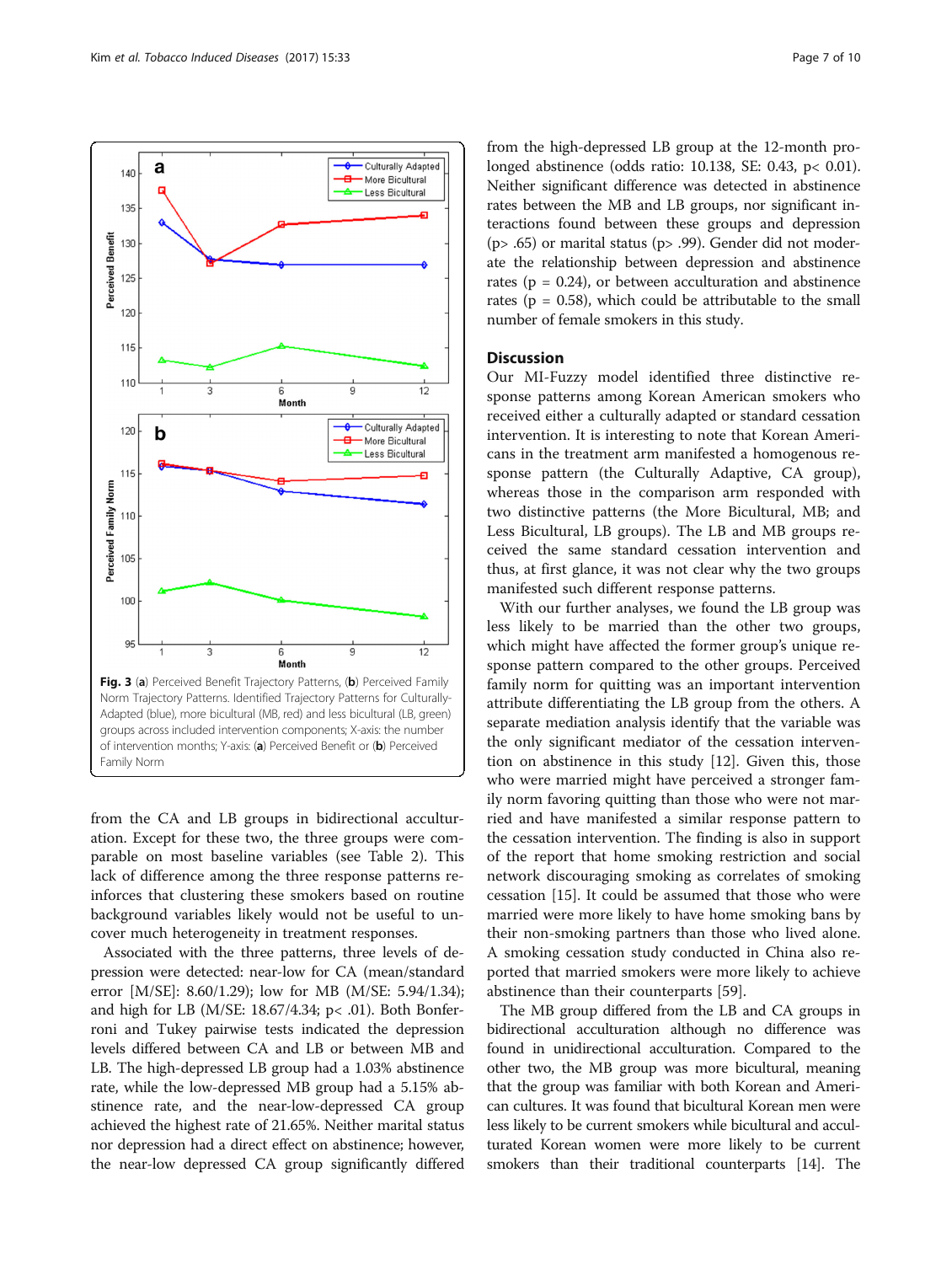Fig. 3 (a) Perceived Benefit Trajectory Patterns, (b) Perceived Family Norm Trajectory Patterns. Identified Trajectory Patterns for Culturally-Adapted (blue), more bicultural (MB, red) and less bicultural (LB, green) groups across included intervention components; X-axis: the number of intervention months; Y-axis: (a) Perceived Benefit or (b) Perceived Family Norm

from the CA and LB groups in bidirectional acculturation. Except for these two, the three groups were comparable on most baseline variables (see Table 2). This lack of difference among the three response patterns reinforces that clustering these smokers based on routine background variables likely would not be useful to uncover much heterogeneity in treatment responses.

Associated with the three patterns, three levels of depression were detected: near-low for CA (mean/standard error [M/SE]: 8.60/1.29); low for MB (M/SE: 5.94/1.34); and high for LB (M/SE: 18.67/4.34; $p < .01$). Both Bonferroni and Tukey pairwise tests indicated the depression levels differed between CA and LB or between MB and LB. The high-depressed LB group had a 1.03% abstinence rate, while the low-depressed MB group had a 5.15% abstinence rate, and the near-low-depressed CA group achieved the highest rate of 21.65%. Neither marital status nor depression had a direct effect on abstinence; however, the near-low depressed CA group significantly differed from the high-depressed LB group at the 12-month prolonged abstinence (odds ratio: 10.138, SE: 0.43, $p < 0.01$). Neither significant difference was detected in abstinence rates between the MB and LB groups, nor significant interactions found between these groups and depression ($p > .65$) or marital status ($p > .99$). Gender did not moderate the relationship between depression and abstinence rates ($p = 0.24$), or between acculturation and abstinence rates ($p = 0.58$), which could be attributable to the small number of female smokers in this study.

## Discussion

Our MI-Fuzzy model identified three distinctive response patterns among Korean American smokers who received either a culturally adapted or standard cessation intervention. It is interesting to note that Korean Americans in the treatment arm manifested a homogenous response pattern (the Culturally Adaptive, CA group), whereas those in the comparison arm responded with two distinctive patterns (the More Bicultural, MB; and Less Bicultural, LB groups). The LB and MB groups received the same standard cessation intervention and thus, at first glance, it was not clear why the two groups manifested such different response patterns.

With our further analyses, we found the LB group was less likely to be married than the other two groups, which might have affected the former group's unique response pattern compared to the other groups. Perceived family norm for quitting was an important intervention attribute differentiating the LB group from the others. A separate mediation analysis identify that the variable was the only significant mediator of the cessation intervention on abstinence in this study [12]. Given this, those who were married might have perceived a stronger family norm favoring quitting than those who were not married and have manifested a similar response pattern to the cessation intervention. The finding is also in support of the report that home smoking restriction and social network discouraging smoking as correlates of smoking cessation [15]. It could be assumed that those who were married were more likely to have home smoking bans by their non-smoking partners than those who lived alone. A smoking cessation study conducted in China also reported that married smokers were more likely to achieve abstinence than their counterparts [59].

The MB group differed from the LB and CA groups in bidirectional acculturation although no difference was found in unidirectional acculturation. Compared to the other two, the MB group was more bicultural, meaning that the group was familiar with both Korean and American cultures. It was found that bicultural Korean men were less likely to be current smokers while bicultural and acculturated Korean women were more likely to be current smokers than their traditional counterparts [14]. The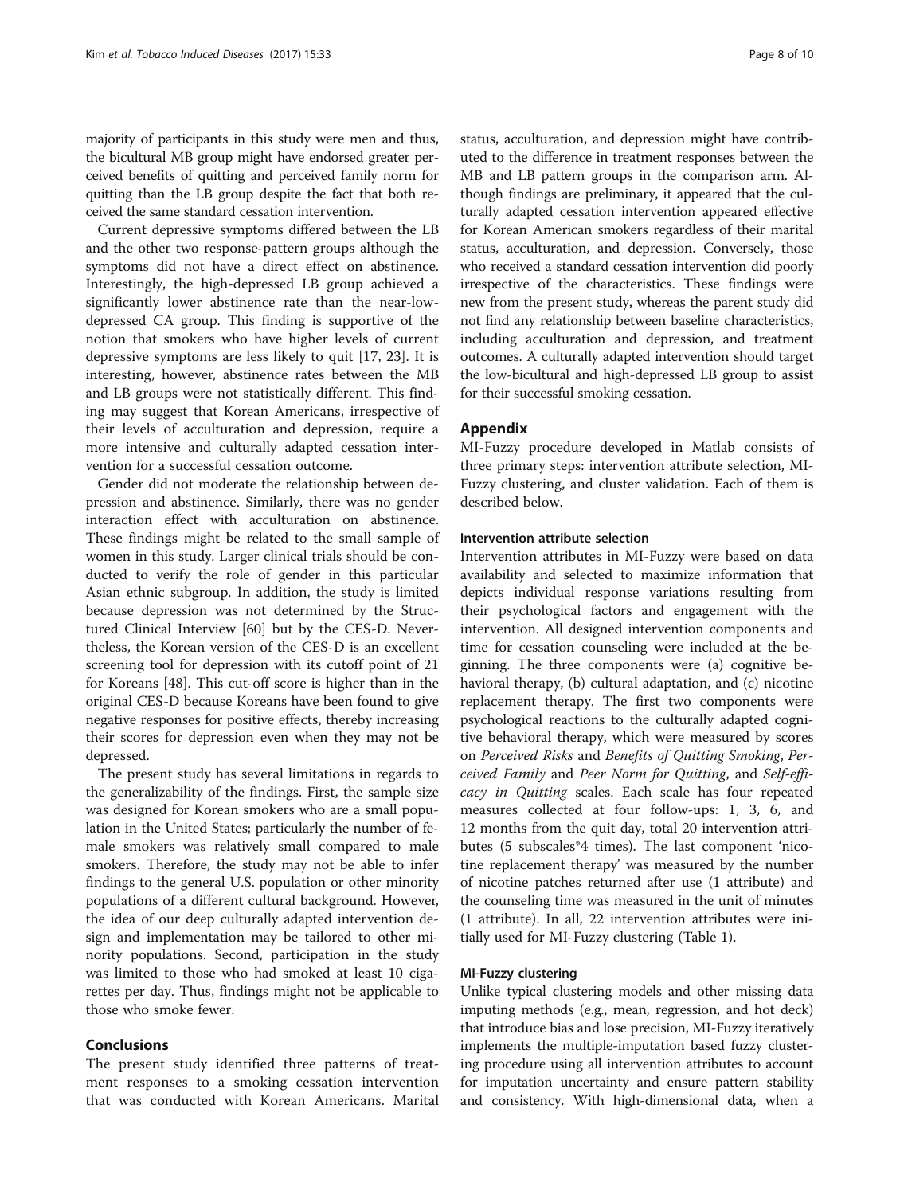majority of participants in this study were men and thus, the bicultural MB group might have endorsed greater perceived benefits of quitting and perceived family norm for quitting than the LB group despite the fact that both received the same standard cessation intervention.

Current depressive symptoms differed between the LB and the other two response-pattern groups although the symptoms did not have a direct effect on abstinence. Interestingly, the high-depressed LB group achieved a significantly lower abstinence rate than the near-low-depressed CA group. This finding is supportive of the notion that smokers who have higher levels of current depressive symptoms are less likely to quit [17, 23]. It is interesting, however, abstinence rates between the MB and LB groups were not statistically different. This finding may suggest that Korean Americans, irrespective of their levels of acculturation and depression, require a more intensive and culturally adapted cessation intervention for a successful cessation outcome.

Gender did not moderate the relationship between depression and abstinence. Similarly, there was no gender interaction effect with acculturation on abstinence. These findings might be related to the small sample of women in this study. Larger clinical trials should be conducted to verify the role of gender in this particular Asian ethnic subgroup. In addition, the study is limited because depression was not determined by the Structured Clinical Interview [60] but by the CES-D. Nevertheless, the Korean version of the CES-D is an excellent screening tool for depression with its cutoff point of 21 for Koreans [48]. This cut-off score is higher than in the original CES-D because Koreans have been found to give negative responses for positive effects, thereby increasing their scores for depression even when they may not be depressed.

The present study has several limitations in regards to the generalizability of the findings. First, the sample size was designed for Korean smokers who are a small population in the United States; particularly the number of female smokers was relatively small compared to male smokers. Therefore, the study may not be able to infer findings to the general U.S. population or other minority populations of a different cultural background. However, the idea of our deep culturally adapted intervention design and implementation may be tailored to other minority populations. Second, participation in the study was limited to those who had smoked at least 10 cigarettes per day. Thus, findings might not be applicable to those who smoke fewer.

## Conclusions

The present study identified three patterns of treatment responses to a smoking cessation intervention that was conducted with Korean Americans. Marital status, acculturation, and depression might have contributed to the difference in treatment responses between the MB and LB pattern groups in the comparison arm. Although findings are preliminary, it appeared that the culturally adapted cessation intervention appeared effective for Korean American smokers regardless of their marital status, acculturation, and depression. Conversely, those who received a standard cessation intervention did poorly irrespective of the characteristics. These findings were new from the present study, whereas the parent study did not find any relationship between baseline characteristics, including acculturation and depression, and treatment outcomes. A culturally adapted intervention should target the low-bicultural and high-depressed LB group to assist for their successful smoking cessation.

## Appendix

MI-Fuzzy procedure developed in Matlab consists of three primary steps: intervention attribute selection, MI-Fuzzy clustering, and cluster validation. Each of them is described below.

### Intervention attribute selection

Intervention attributes in MI-Fuzzy were based on data availability and selected to maximize information that depicts individual response variations resulting from their psychological factors and engagement with the intervention. All designed intervention components and time for cessation counseling were included at the beginning. The three components were (a) cognitive behavioral therapy, (b) cultural adaptation, and (c) nicotine replacement therapy. The first two components were psychological reactions to the culturally adapted cognitive behavioral therapy, which were measured by scores on *Perceived Risks* and *Benefits of Quitting Smoking*, *Perceived Family* and *Peer Norm for Quitting*, and *Self-efficacy in Quitting* scales. Each scale has four repeated measures collected at four follow-ups: 1, 3, 6, and 12 months from the quit day, total 20 intervention attributes (5 subscales*4 times). The last component 'nicotine replacement therapy' was measured by the number of nicotine patches returned after use (1 attribute) and the counseling time was measured in the unit of minutes (1 attribute). In all, 22 intervention attributes were initially used for MI-Fuzzy clustering (Table 1).

### MI-Fuzzy clustering

Unlike typical clustering models and other missing data imputing methods (e.g., mean, regression, and hot deck) that introduce bias and lose precision, MI-Fuzzy iteratively implements the multiple-imputation based fuzzy clustering procedure using all intervention attributes to account for imputation uncertainty and ensure pattern stability and consistency. With high-dimensional data, when a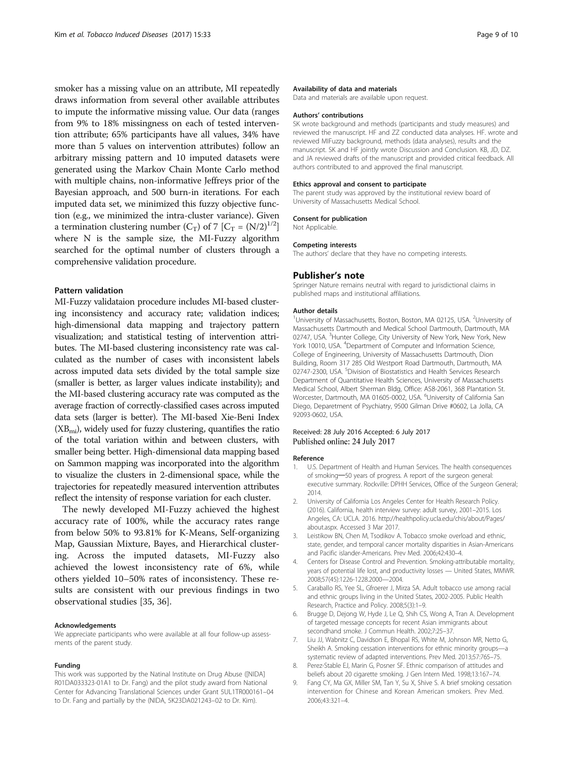smoker has a missing value on an attribute, MI repeatedly draws information from several other available attributes to impute the informative missing value. Our data (ranges from 9% to 18% missingness on each of tested intervention attribute; 65% participants have all values, 34% have more than 5 values on intervention attributes) follow an arbitrary missing pattern and 10 imputed datasets were generated using the Markov Chain Monte Carlo method with multiple chains, non-informative Jeffreys prior of the Bayesian approach, and 500 burn-in iterations. For each imputed data set, we minimized this fuzzy objective function (e.g., we minimized the intra-cluster variance). Given a termination clustering number ($C_T$) of 7 [$C_T = (N/2)^{1/2}$] where N is the sample size, the MI-Fuzzy algorithm searched for the optimal number of clusters through a comprehensive validation procedure.

### Pattern validation

MI-Fuzzy validataion procedure includes MI-based clustering inconsistency and accuracy rate; validation indices; high-dimensional data mapping and trajectory pattern visualization; and statistical testing of intervention attributes. The MI-based clustering inconsistency rate was calculated as the number of cases with inconsistent labels across imputed data sets divided by the total sample size (smaller is better, as larger values indicate instability); and the MI-based clustering accuracy rate was computed as the average fraction of correctly-classified cases across imputed data sets (larger is better). The MI-based Xie-Beni Index ($XB_{mi}$), widely used for fuzzy clustering, quantifies the ratio of the total variation within and between clusters, with smaller being better. High-dimensional data mapping based on Sammon mapping was incorporated into the algorithm to visualize the clusters in 2-dimensional space, while the trajectories for repeatedly measured intervention attributes reflect the intensity of response variation for each cluster.

The newly developed MI-Fuzzy achieved the highest accuracy rate of 100%, while the accuracy rates range from below 50% to 93.81% for K-Means, Self-organizing Map, Gaussian Mixture, Bayes, and Hierarchical clustering. Across the imputed datasets, MI-Fuzzy also achieved the lowest inconsistency rate of 6%, while others yielded 10–50% rates of inconsistency. These results are consistent with our previous findings in two observational studies [35, 36].

#### Acknowledgements

We appreciate participants who were available at all four follow-up assessments of the parent study.

#### Funding

This work was supported by the Natinal Institute on Drug Abuse ([NIDA] R01DA033323-01A1 to Dr. Fang) and the pilot study award from National Center for Advancing Translational Sciences under Grant 5UL1TR000161–04 to Dr. Fang and partially by the (NIDA, 5K23DA021243–02 to Dr. Kim).

#### Availability of data and materials

Data and materials are available upon request.

#### Authors' contributions

SK wrote background and methods (participants and study measures) and reviewed the manuscript. HF and ZZ conducted data analyses. HF. wrote and reviewed MIFuzzy background, methods (data analyses), results and the manuscript. SK and HF jointly wrote Discussion and Conclusion. KB, JD, DZ. and JA reviewed drafts of the manuscript and provided critical feedback. All authors contributed to and approved the final manuscript.

#### Ethics approval and consent to participate

The parent study was approved by the institutional review board of University of Massachusetts Medical School.

#### Consent for publication

Not Applicable.

#### Competing interests

The authors' declare that they have no competing interests.

## Publisher's note

Springer Nature remains neutral with regard to jurisdictional claims in published maps and institutional affiliations.

#### Author details

[1]University of Massachusetts, Boston, Boston, MA 02125, USA. [2]University of Massachusetts Dartmouth and Medical School Dartmouth, Dartmouth, MA 02747, USA. [3]Hunter College, City University of New York, New York, New York 10010, USA. [4]Department of Computer and Information Science, College of Engineering, University of Massachusetts Dartmouth, Dion Building, Room 317 285 Old Westport Road Dartmouth, Dartmouth, MA 02747-2300, USA. [5]Division of Biostatistics and Health Services Research Department of Quantitative Health Sciences, University of Massachusetts Medical School, Albert Sherman Bldg, Office: AS8-2061, 368 Plantation St. Worcester, Dartmouth, MA 01605-0002, USA. [6]University of California San Diego, Deparetment of Psychiatry, 9500 Gilman Drive #0602, La Jolla, CA 92093-0602, USA.

Received: 28 July 2016 Accepted: 6 July 2017
Published online: 24 July 2017

#### Reference

1. U.S. Department of Health and Human Services. The health consequences of smoking—50 years of progress. A report of the surgeon general: executive summary. Rockville: DPHH Services, Office of the Surgeon General; 2014.
2. University of California Los Angeles Center for Health Research Policy. (2016). California, health interview survey: adult survey, 2001–2015. Los Angeles, CA: UCLA. 2016. http://healthpolicy.ucla.edu/chis/about/Pages/about.aspx. Accessed 3 Mar 2017.
3. Leistikow BN, Chen M, Tsodikov A. Tobacco smoke overload and ethnic, state, gender, and temporal cancer mortality disparities in Asian-Americans and Pacific islander-Americans. Prev Med. 2006;42:430–4.
4. Centers for Disease Control and Prevention. Smoking-attributable mortality, years of potential life lost, and productivity losses — United States, MMWR. 2008;57(45):1226-1228.2000—2004.
5. Caraballo RS, Yee SL, Gfroerer J, Mirza SA. Adult tobacco use among racial and ethnic groups living in the United States, 2002-2005. Public Health Research, Practice and Policy. 2008;5(3):1–9.
6. Brugge D, Dejong W, Hyde J, Le Q, Shih CS, Wong A, Tran A. Development of targeted message concepts for recent Asian immigrants about secondhand smoke. J Commun Health. 2002;7:25–37.
7. Liu JJ, Wabnitz C, Davidson E, Bhopal RS, White M, Johnson MR, Netto G, Sheikh A. Smoking cessation interventions for ethnic minority groups—a systematic review of adapted interventions. Prev Med. 2013;57:765–75.
8. Perez-Stable EJ, Marin G, Posner SF. Ethnic comparison of attitudes and beliefs about 20 cigarette smoking. J Gen Intern Med. 1998;13:167–74.
9. Fang CY, Ma GX, Miller SM, Tan Y, Su X, Shive S. A brief smoking cessation intervention for Chinese and Korean American smokers. Prev Med. 2006;43:321–4.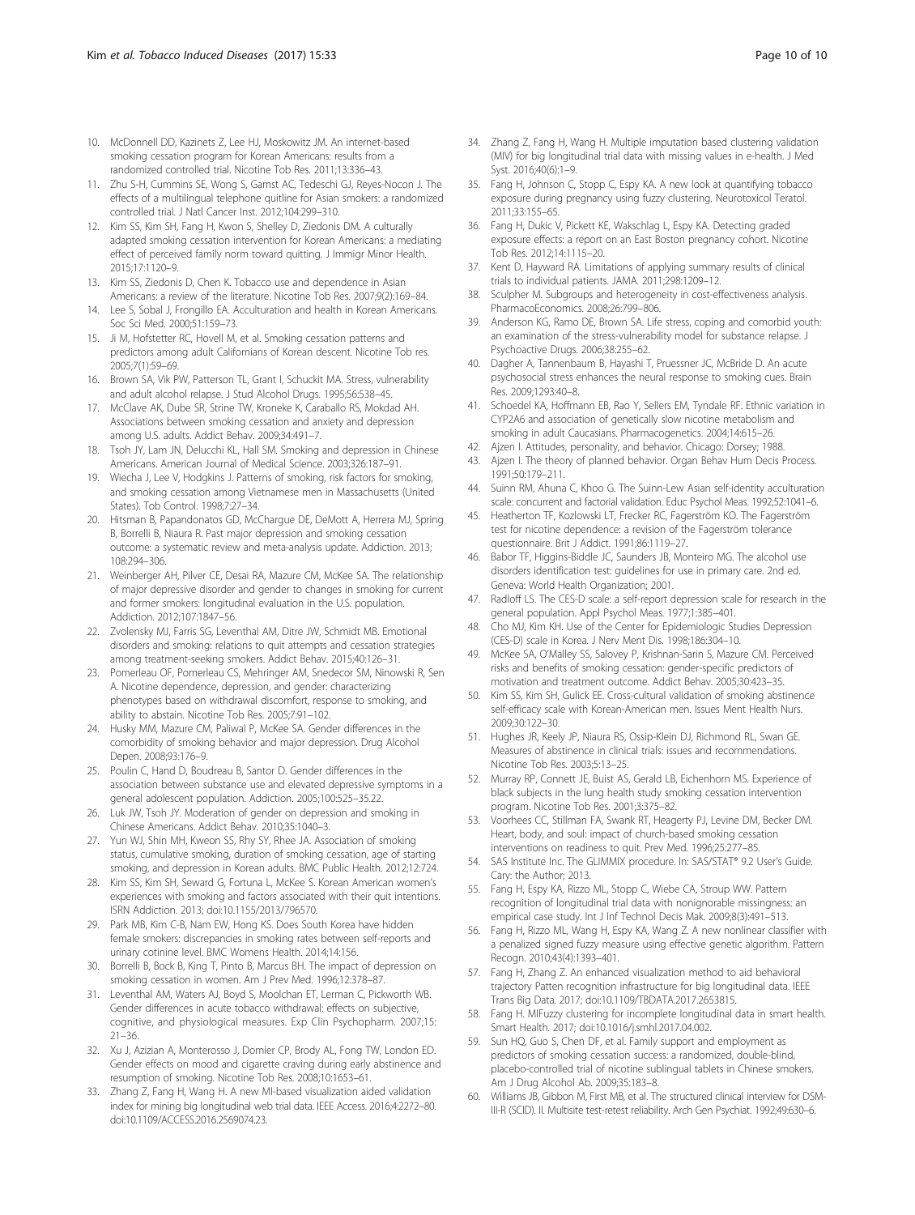10. McDonnell DD, Kazinets Z, Lee HJ, Moskowitz JM. An internet-based smoking cessation program for Korean Americans: results from a randomized controlled trial. Nicotine Tob Res. 2011;13:336–43.
11. Zhu S-H, Cummins SE, Wong S, Gamst AC, Tedeschi GJ, Reyes-Nocon J. The effects of a multilingual telephone quitline for Asian smokers: a randomized controlled trial. J Natl Cancer Inst. 2012;104:299–310.
12. Kim SS, Kim SH, Fang H, Kwon S, Shelley D, Ziedonis DM. A culturally adapted smoking cessation intervention for Korean Americans: a mediating effect of perceived family norm toward quitting. J Immigr Minor Health. 2015;17:1120–9.
13. Kim SS, Ziedonis D, Chen K. Tobacco use and dependence in Asian Americans: a review of the literature. Nicotine Tob Res. 2007;9(2):169–84.
14. Lee S, Sobal J, Frongillo EA. Acculturation and health in Korean Americans. Soc Sci Med. 2000;51:159–73.
15. Ji M, Hofstetter RC, Hovell M, et al. Smoking cessation patterns and predictors among adult Californians of Korean descent. Nicotine Tob res. 2005;7(1):59–69.
16. Brown SA, Vik PW, Patterson TL, Grant I, Schuckit MA. Stress, vulnerability and adult alcohol relapse. J Stud Alcohol Drugs. 1995;56:538–45.
17. McClave AK, Dube SR, Strine TW, Kroneke K, Caraballo RS, Mokdad AH. Associations between smoking cessation and anxiety and depression among U.S. adults. Addict Behav. 2009;34:491–7.
18. Tsoh JY, Lam JN, Delucchi KL, Hall SM. Smoking and depression in Chinese Americans. American Journal of Medical Science. 2003;326:187–91.
19. Wiecha J, Lee V, Hodgkins J. Patterns of smoking, risk factors for smoking, and smoking cessation among Vietnamese men in Massachusetts (United States). Tob Control. 1998;7:27–34.
20. Hitsman B, Papandonatos GD, McChargue DE, DeMott A, Herrera MJ, Spring B, Borrelli B, Niaura R. Past major depression and smoking cessation outcome: a systematic review and meta-analysis update. Addiction. 2013; 108:294–306.
21. Weinberger AH, Pilver CE, Desai RA, Mazure CM, McKee SA. The relationship of major depressive disorder and gender to changes in smoking for current and former smokers: longitudinal evaluation in the U.S. population. Addiction. 2012;107:1847–56.
22. Zvolensky MJ, Farris SG, Leventhal AM, Ditre JW, Schmidt MB. Emotional disorders and smoking: relations to quit attempts and cessation strategies among treatment-seeking smokers. Addict Behav. 2015;40:126–31.
23. Pomerleau OF, Pomerleau CS, Mehringer AM, Snedecor SM, Ninowski R, Sen A. Nicotine dependence, depression, and gender: characterizing phenotypes based on withdrawal discomfort, response to smoking, and ability to abstain. Nicotine Tob Res. 2005;7:91–102.
24. Husky MM, Mazure CM, Paliwal P, McKee SA. Gender differences in the comorbidity of smoking behavior and major depression. Drug Alcohol Depen. 2008;93:176–9.
25. Poulin C, Hand D, Boudreau B, Santor D. Gender differences in the association between substance use and elevated depressive symptoms in a general adolescent population. Addiction. 2005;100:525–35.22.
26. Luk JW, Tsoh JY. Moderation of gender on depression and smoking in Chinese Americans. Addict Behav. 2010;35:1040–3.
27. Yun WJ, Shin MH, Kweon SS, Rhy SY, Rhee JA. Association of smoking status, cumulative smoking, duration of smoking cessation, age of starting smoking, and depression in Korean adults. BMC Public Health. 2012;12:724.
28. Kim SS, Kim SH, Seward G, Fortuna L, McKee S. Korean American women's experiences with smoking and factors associated with their quit intentions. ISRN Addiction. 2013; doi:10.1155/2013/796570.
29. Park MB, Kim C-B, Nam EW, Hong KS. Does South Korea have hidden female smokers: discrepancies in smoking rates between self-reports and urinary cotinine level. BMC Womens Health. 2014;14:156.
30. Borrelli B, Bock B, King T, Pinto B, Marcus BH. The impact of depression on smoking cessation in women. Am J Prev Med. 1996;12:378–87.
31. Leventhal AM, Waters AJ, Boyd S, Moolchan ET, Lerman C, Pickworth WB. Gender differences in acute tobacco withdrawal: effects on subjective, cognitive, and physiological measures. Exp Clin Psychopharm. 2007;15: 21–36.
32. Xu J, Azizian A, Monterosso J, Domier CP, Brody AL, Fong TW, London ED. Gender effects on mood and cigarette craving during early abstinence and resumption of smoking. Nicotine Tob Res. 2008;10:1653–61.
33. Zhang Z, Fang H, Wang H. A new MI-based visualization aided validation index for mining big longitudinal web trial data. IEEE Access. 2016;4:2272–80. doi:10.1109/ACCESS.2016.2569074.23.
34. Zhang Z, Fang H, Wang H. Multiple imputation based clustering validation (MIV) for big longitudinal trial data with missing values in e-health. J Med Syst. 2016;40(6):1–9.
35. Fang H, Johnson C, Stopp C, Espy KA. A new look at quantifying tobacco exposure during pregnancy using fuzzy clustering. Neurotoxicol Teratol. 2011;33:155–65.
36. Fang H, Dukic V, Pickett KE, Wakschlag L, Espy KA. Detecting graded exposure effects: a report on an East Boston pregnancy cohort. Nicotine Tob Res. 2012;14:1115–20.
37. Kent D, Hayward RA. Limitations of applying summary results of clinical trials to individual patients. JAMA. 2011;298:1209–12.
38. Sculpher M. Subgroups and heterogeneity in cost-effectiveness analysis. PharmacoEconomics. 2008;26:799–806.
39. Anderson KG, Ramo DE, Brown SA. Life stress, coping and comorbid youth: an examination of the stress-vulnerability model for substance relapse. J Psychoactive Drugs. 2006;38:255–62.
40. Dagher A, Tannenbaum B, Hayashi T, Pruessner JC, McBride D. An acute psychosocial stress enhances the neural response to smoking cues. Brain Res. 2009;1293:40–8.
41. Schoedel KA, Hoffmann EB, Rao Y, Sellers EM, Tyndale RF. Ethnic variation in CYP2A6 and association of genetically slow nicotine metabolism and smoking in adult Caucasians. Pharmacogenetics. 2004;14:615–26.
42. Ajzen I. Attitudes, personality, and behavior. Chicago: Dorsey; 1988.
43. Ajzen I. The theory of planned behavior. Organ Behav Hum Decis Process. 1991;50:179–211.
44. Suinn RM, Ahuna C, Khoo G. The Suinn-Lew Asian self-identity acculturation scale: concurrent and factorial validation. Educ Psychol Meas. 1992;52:1041–6.
45. Heatherton TF, Kozlowski LT, Frecker RC, Fagerström KO. The Fagerström test for nicotine dependence: a revision of the Fagerström tolerance questionnaire. Brit J Addict. 1991;86:1119–27.
46. Babor TF, Higgins-Biddle JC, Saunders JB, Monteiro MG. The alcohol use disorders identification test: guidelines for use in primary care. 2nd ed. Geneva: World Health Organization; 2001.
47. Radloff LS. The CES-D scale: a self-report depression scale for research in the general population. Appl Psychol Meas. 1977;1:385–401.
48. Cho MJ, Kim KH. Use of the Center for Epidemiologic Studies Depression (CES-D) scale in Korea. J Nerv Ment Dis. 1998;186:304–10.
49. McKee SA, O'Malley SS, Salovey P, Krishnan-Sarin S, Mazure CM. Perceived risks and benefits of smoking cessation: gender-specific predictors of motivation and treatment outcome. Addict Behav. 2005;30:423–35.
50. Kim SS, Kim SH, Gulick EE. Cross-cultural validation of smoking abstinence self-efficacy scale with Korean-American men. Issues Ment Health Nurs. 2009;30:122–30.
51. Hughes JR, Keely JP, Niaura RS, Ossip-Klein DJ, Richmond RL, Swan GE. Measures of abstinence in clinical trials: issues and recommendations. Nicotine Tob Res. 2003;5:13–25.
52. Murray RP, Connett JE, Buist AS, Gerald LB, Eichenhorn MS. Experience of black subjects in the lung health study smoking cessation intervention program. Nicotine Tob Res. 2001;3:375–82.
53. Voorhees CC, Stillman FA, Swank RT, Heagerty PJ, Levine DM, Becker DM. Heart, body, and soul: impact of church-based smoking cessation interventions on readiness to quit. Prev Med. 1996;25:277–85.
54. SAS Institute Inc. The GLIMMIX procedure. In: SAS/STAT® 9.2 User's Guide. Cary: the Author; 2013.
55. Fang H, Espy KA, Rizzo ML, Stopp C, Wiebe CA, Stroup WW. Pattern recognition of longitudinal trial data with nonignorable missingness: an empirical case study. Int J Inf Technol Decis Mak. 2009;8(3):491–513.
56. Fang H, Rizzo ML, Wang H, Espy KA, Wang Z. A new nonlinear classifier with a penalized signed fuzzy measure using effective genetic algorithm. Pattern Recogn. 2010;43(4):1393–401.
57. Fang H, Zhang Z. An enhanced visualization method to aid behavioral trajectory Patten recognition infrastructure for big longitudinal data. IEEE Trans Big Data. 2017; doi:10.1109/TBDATA.2017.2653815.
58. Fang H. MIFuzzy clustering for incomplete longitudinal data in smart health. Smart Health. 2017; doi:10.1016/j.smhl.2017.04.002.
59. Sun HQ, Guo S, Chen DF, et al. Family support and employment as predictors of smoking cessation success: a randomized, double-blind, placebo-controlled trial of nicotine sublingual tablets in Chinese smokers. Am J Drug Alcohol Ab. 2009;35:183–8.
60. Williams JB, Gibbon M, First MB, et al. The structured clinical interview for DSM-III-R (SCID). II. Multisite test-retest reliability. Arch Gen Psychiat. 1992;49:630–6.